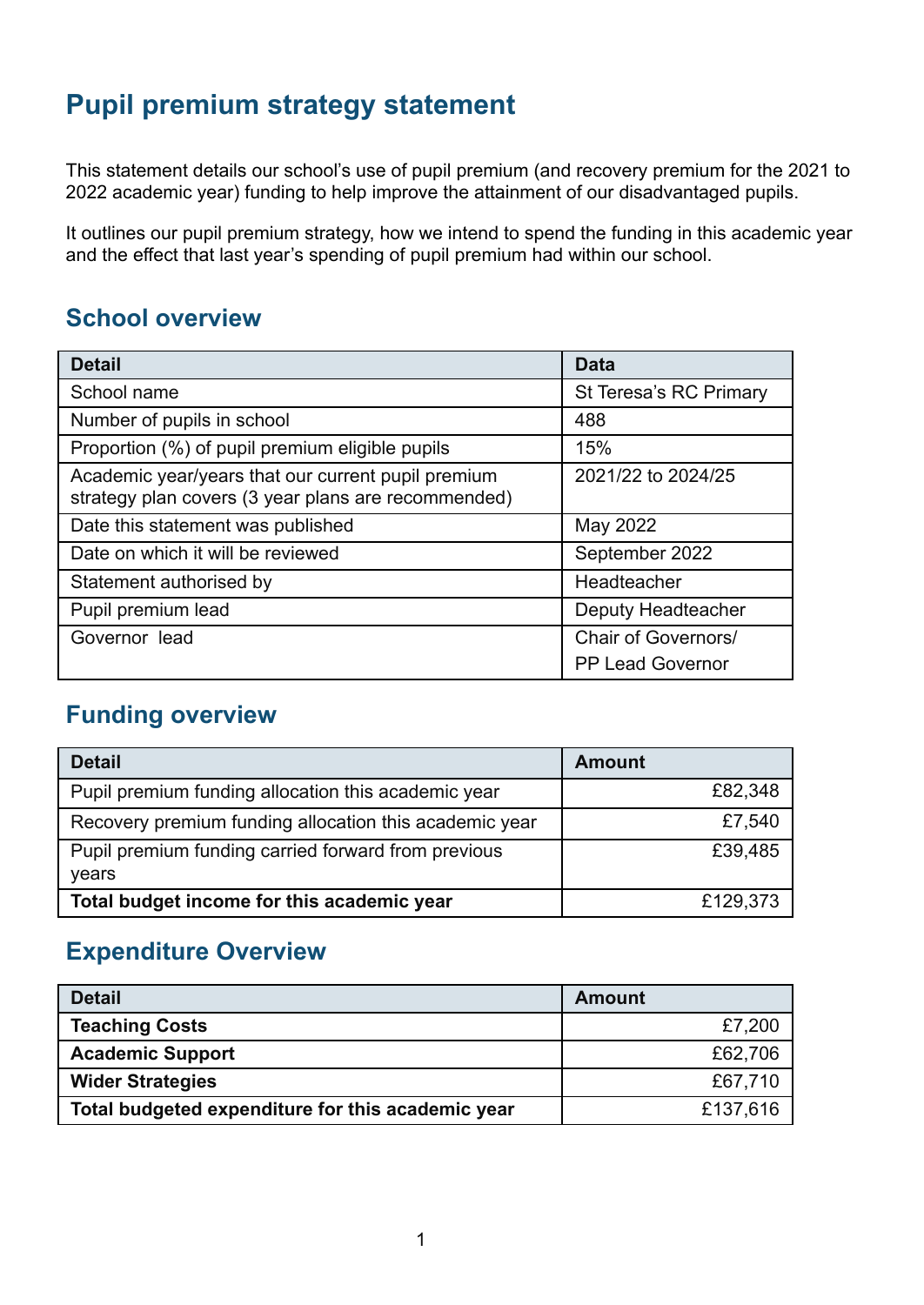# Pupil premium strategy statement

This statement details our school's use of pupil premium (and recovery premium for the 2021 to 2022 academic year) funding to help improve the attainment of our disadvantaged pupils.

It outlines our pupil premium strategy, how we intend to spend the funding in this academic year and the effect that last year's spending of pupil premium had within our school.

## School overview

| Detail | Data |
|---|---|
| School name | St Teresa's RC Primary |
| Number of pupils in school | 488 |
| Proportion (%) of pupil premium eligible pupils | 15% |
| Academic year/years that our current pupil premium strategy plan covers (3 year plans are recommended) | 2021/22 to 2024/25 |
| Date this statement was published | May 2022 |
| Date on which it will be reviewed | September 2022 |
| Statement authorised by | Headteacher |
| Pupil premium lead | Deputy Headteacher |
| Governor lead | Chair of Governors/ PP Lead Governor |

## Funding overview

| Detail | Amount |
|---|---:|
| Pupil premium funding allocation this academic year | £82,348 |
| Recovery premium funding allocation this academic year | £7,540 |
| Pupil premium funding carried forward from previous years | £39,485 |
| **Total budget income for this academic year** | £129,373 |

## Expenditure Overview

| Detail | Amount |
|---|---:|
| **Teaching Costs** | £7,200 |
| **Academic Support** | £62,706 |
| **Wider Strategies** | £67,710 |
| **Total budgeted expenditure for this academic year** | £137,616 |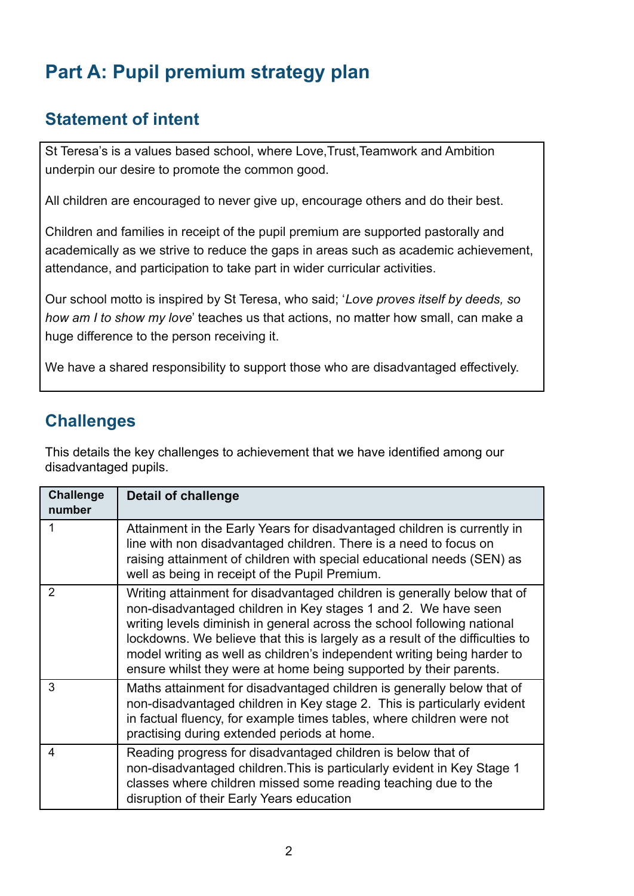# Part A: Pupil premium strategy plan

## Statement of intent

St Teresa's is a values based school, where Love,Trust,Teamwork and Ambition underpin our desire to promote the common good.

All children are encouraged to never give up, encourage others and do their best.

Children and families in receipt of the pupil premium are supported pastorally and academically as we strive to reduce the gaps in areas such as academic achievement, attendance, and participation to take part in wider curricular activities.

Our school motto is inspired by St Teresa, who said; '*Love proves itself by deeds, so how am I to show my love*' teaches us that actions, no matter how small, can make a huge difference to the person receiving it.

We have a shared responsibility to support those who are disadvantaged effectively.

## Challenges

This details the key challenges to achievement that we have identified among our disadvantaged pupils.

| Challenge number | Detail of challenge |
|---|---|
| 1 | Attainment in the Early Years for disadvantaged children is currently in line with non disadvantaged children. There is a need to focus on raising attainment of children with special educational needs (SEN) as well as being in receipt of the Pupil Premium. |
| 2 | Writing attainment for disadvantaged children is generally below that of non-disadvantaged children in Key stages 1 and 2. We have seen writing levels diminish in general across the school following national lockdowns. We believe that this is largely as a result of the difficulties to model writing as well as children's independent writing being harder to ensure whilst they were at home being supported by their parents. |
| 3 | Maths attainment for disadvantaged children is generally below that of non-disadvantaged children in Key stage 2. This is particularly evident in factual fluency, for example times tables, where children were not practising during extended periods at home. |
| 4 | Reading progress for disadvantaged children is below that of non-disadvantaged children.This is particularly evident in Key Stage 1 classes where children missed some reading teaching due to the disruption of their Early Years education |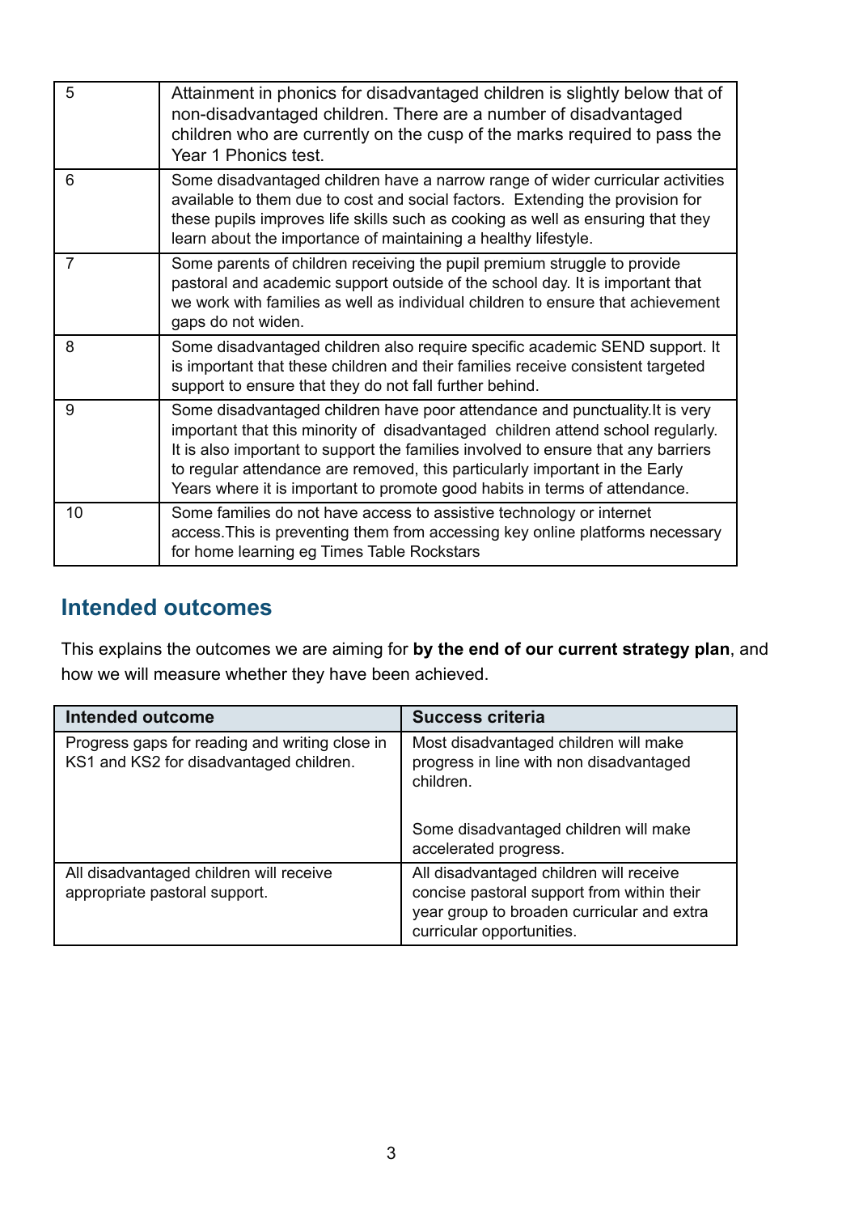| | |
|---|---|
| 5 | Attainment in phonics for disadvantaged children is slightly below that of non-disadvantaged children. There are a number of disadvantaged children who are currently on the cusp of the marks required to pass the Year 1 Phonics test. |
| 6 | Some disadvantaged children have a narrow range of wider curricular activities available to them due to cost and social factors. Extending the provision for these pupils improves life skills such as cooking as well as ensuring that they learn about the importance of maintaining a healthy lifestyle. |
| 7 | Some parents of children receiving the pupil premium struggle to provide pastoral and academic support outside of the school day. It is important that we work with families as well as individual children to ensure that achievement gaps do not widen. |
| 8 | Some disadvantaged children also require specific academic SEND support. It is important that these children and their families receive consistent targeted support to ensure that they do not fall further behind. |
| 9 | Some disadvantaged children have poor attendance and punctuality.It is very important that this minority of disadvantaged children attend school regularly. It is also important to support the families involved to ensure that any barriers to regular attendance are removed, this particularly important in the Early Years where it is important to promote good habits in terms of attendance. |
| 10 | Some families do not have access to assistive technology or internet access.This is preventing them from accessing key online platforms necessary for home learning eg Times Table Rockstars |

## Intended outcomes

This explains the outcomes we are aiming for **by the end of our current strategy plan**, and how we will measure whether they have been achieved.

| Intended outcome | Success criteria |
|---|---|
| Progress gaps for reading and writing close in KS1 and KS2 for disadvantaged children. | Most disadvantaged children will make progress in line with non disadvantaged children.<br><br>Some disadvantaged children will make accelerated progress. |
| All disadvantaged children will receive appropriate pastoral support. | All disadvantaged children will receive concise pastoral support from within their year group to broaden curricular and extra curricular opportunities. |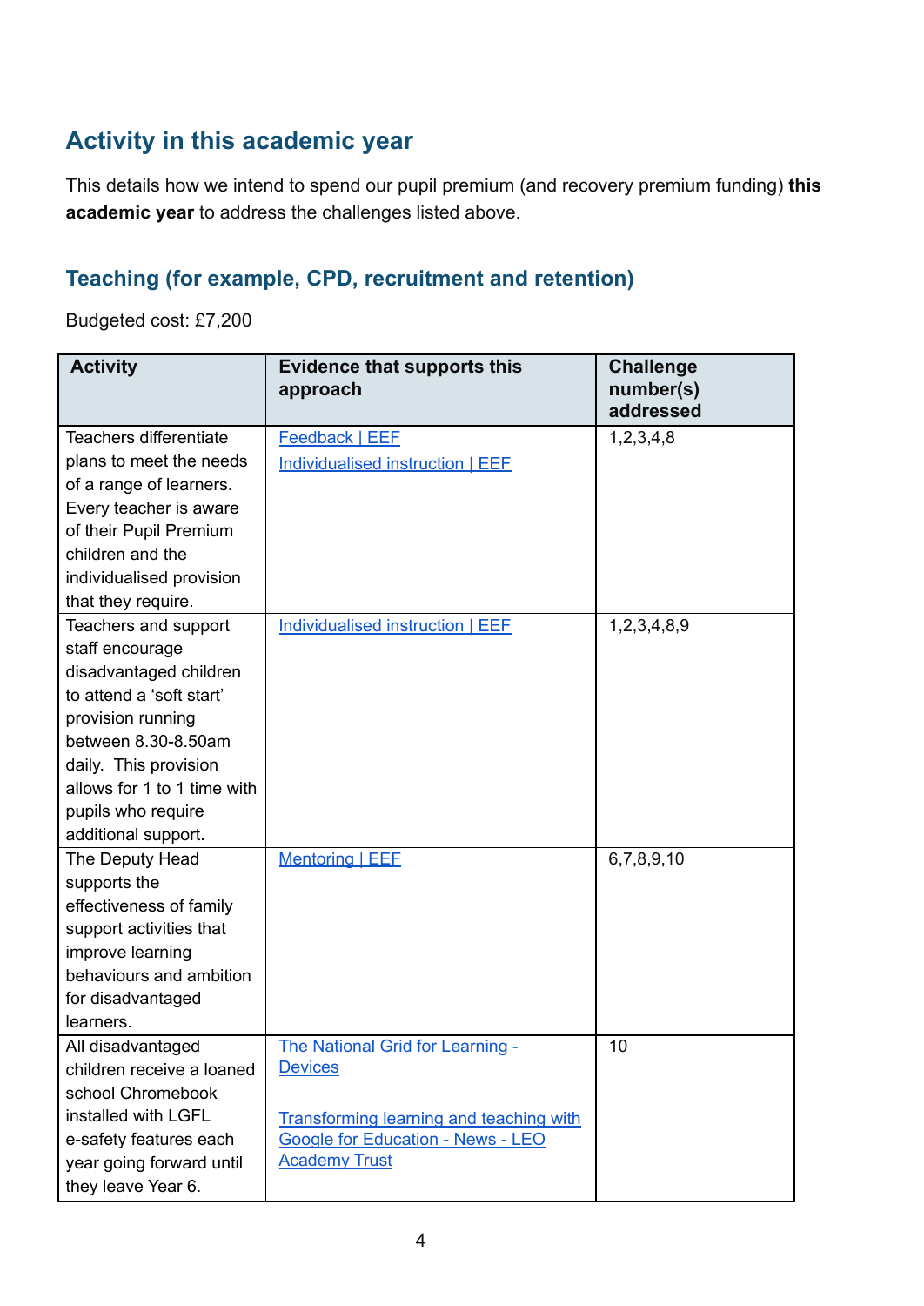## Activity in this academic year

This details how we intend to spend our pupil premium (and recovery premium funding) **this academic year** to address the challenges listed above.

### Teaching (for example, CPD, recruitment and retention)

Budgeted cost: £7,200

| Activity | Evidence that supports this approach | Challenge number(s) addressed |
|---|---|---|
| Teachers differentiate plans to meet the needs of a range of learners. Every teacher is aware of their Pupil Premium children and the individualised provision that they require. | Feedback \| EEF<br>Individualised instruction \| EEF | 1,2,3,4,8 |
| Teachers and support staff encourage disadvantaged children to attend a 'soft start' provision running between 8.30-8.50am daily. This provision allows for 1 to 1 time with pupils who require additional support. | Individualised instruction \| EEF | 1,2,3,4,8,9 |
| The Deputy Head supports the effectiveness of family support activities that improve learning behaviours and ambition for disadvantaged learners. | Mentoring \| EEF | 6,7,8,9,10 |
| All disadvantaged children receive a loaned school Chromebook installed with LGFL e-safety features each year going forward until they leave Year 6. | The National Grid for Learning - Devices<br><br>Transforming learning and teaching with Google for Education - News - LEO Academy Trust | 10 |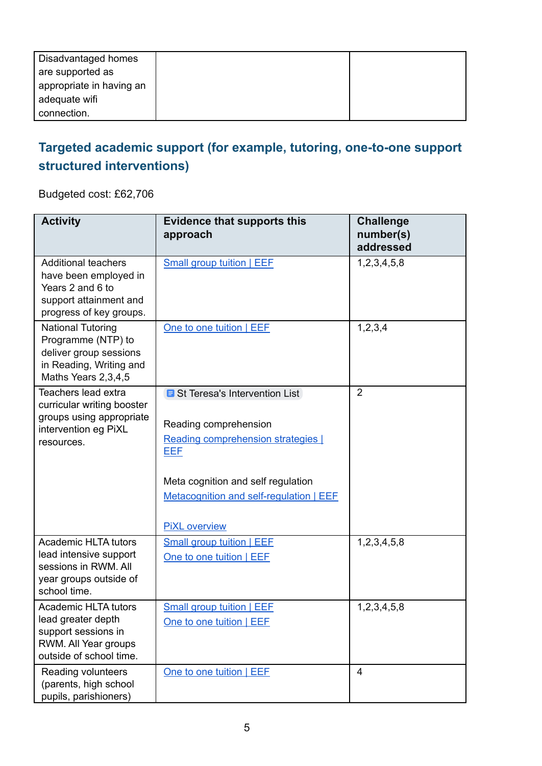| Disadvantaged homes are supported as appropriate in having an adequate wifi connection. | | |
|---|---|---|

## Targeted academic support (for example, tutoring, one-to-one support structured interventions)

Budgeted cost: £62,706

| Activity | Evidence that supports this approach | Challenge number(s) addressed |
|---|---|---|
| Additional teachers have been employed in Years 2 and 6 to support attainment and progress of key groups. | Small group tuition \| EEF | 1,2,3,4,5,8 |
| National Tutoring Programme (NTP) to deliver group sessions in Reading, Writing and Maths Years 2,3,4,5 | One to one tuition \| EEF | 1,2,3,4 |
| Teachers lead extra curricular writing booster groups using appropriate intervention eg PiXL resources. | St Teresa's Intervention List<br><br>Reading comprehension<br>Reading comprehension strategies \| EEF<br><br>Meta cognition and self regulation<br>Metacognition and self-regulation \| EEF<br><br>PiXL overview | 2 |
| Academic HLTA tutors lead intensive support sessions in RWM. All year groups outside of school time. | Small group tuition \| EEF<br>One to one tuition \| EEF | 1,2,3,4,5,8 |
| Academic HLTA tutors lead greater depth support sessions in RWM. All Year groups outside of school time. | Small group tuition \| EEF<br>One to one tuition \| EEF | 1,2,3,4,5,8 |
| Reading volunteers (parents, high school pupils, parishioners) | One to one tuition \| EEF | 4 |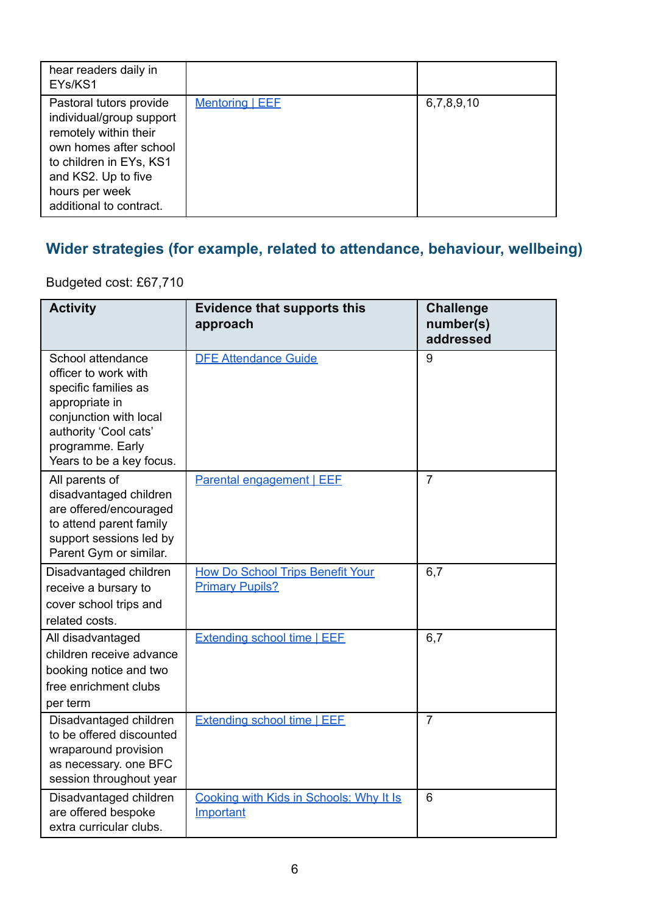| | | |
|---|---|---|
| hear readers daily in EYs/KS1 | | |
| Pastoral tutors provide individual/group support remotely within their own homes after school to children in EYs, KS1 and KS2. Up to five hours per week additional to contract. | [Mentoring \| EEF]() | 6,7,8,9,10 |

## Wider strategies (for example, related to attendance, behaviour, wellbeing)

Budgeted cost: £67,710

| Activity | Evidence that supports this approach | Challenge number(s) addressed |
|---|---|---|
| School attendance officer to work with specific families as appropriate in conjunction with local authority 'Cool cats' programme. Early Years to be a key focus. | [DFE Attendance Guide]() | 9 |
| All parents of disadvantaged children are offered/encouraged to attend parent family support sessions led by Parent Gym or similar. | [Parental engagement \| EEF]() | 7 |
| Disadvantaged children receive a bursary to cover school trips and related costs. | [How Do School Trips Benefit Your Primary Pupils?]() | 6,7 |
| All disadvantaged children receive advance booking notice and two free enrichment clubs per term | [Extending school time \| EEF]() | 6,7 |
| Disadvantaged children to be offered discounted wraparound provision as necessary. one BFC session throughout year | [Extending school time \| EEF]() | 7 |
| Disadvantaged children are offered bespoke extra curricular clubs. | [Cooking with Kids in Schools: Why It Is Important]() | 6 |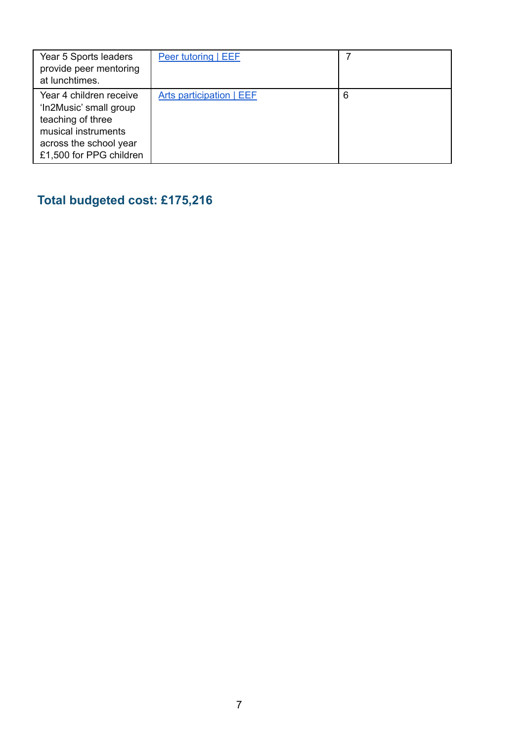| | | |
|---|---|---|
| Year 5 Sports leaders provide peer mentoring at lunchtimes. | [Peer tutoring \| EEF]() | 7 |
| Year 4 children receive 'In2Music' small group teaching of three musical instruments across the school year £1,500 for PPG children | [Arts participation \| EEF]() | 6 |

## Total budgeted cost: £175,216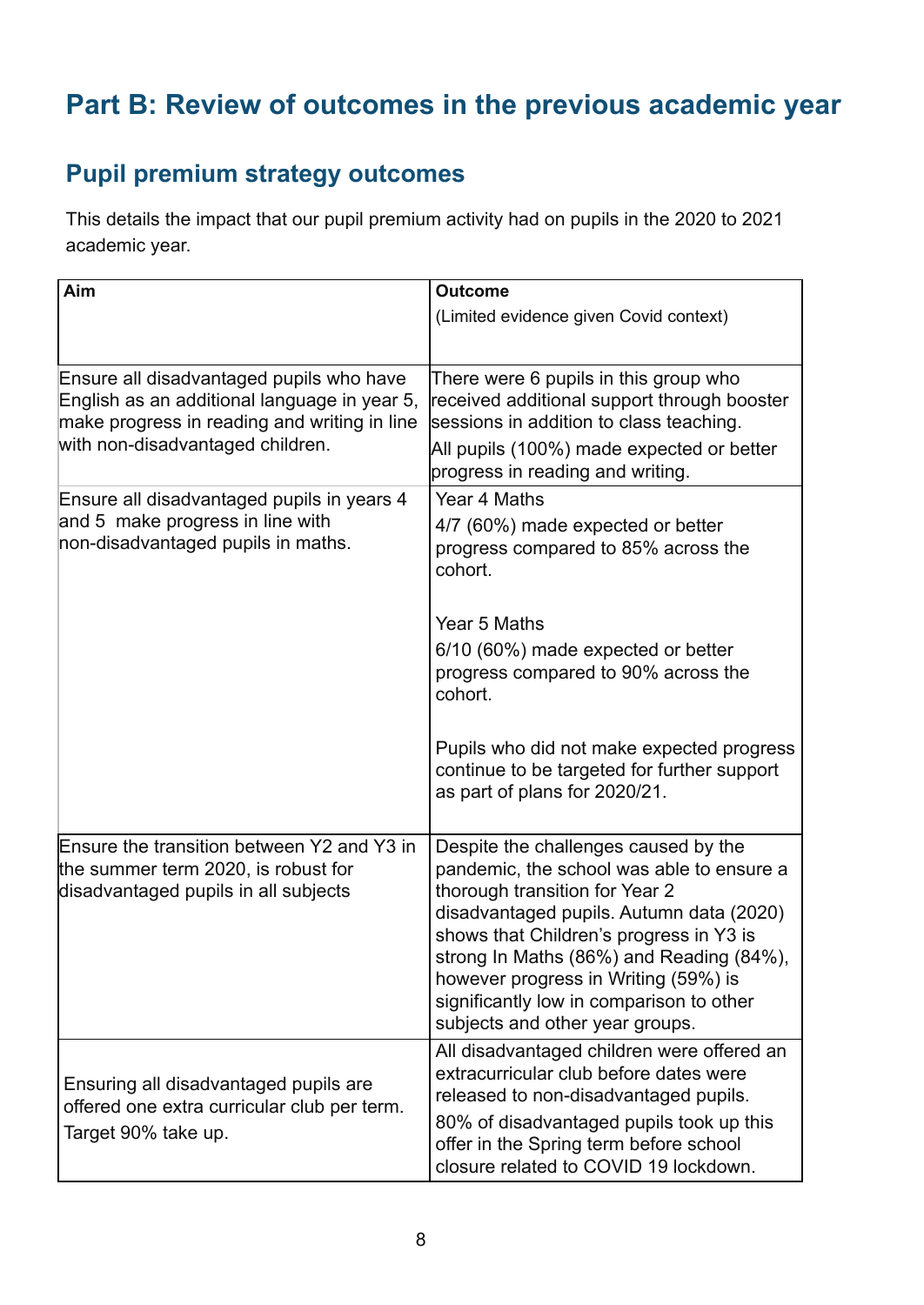# Part B: Review of outcomes in the previous academic year

## Pupil premium strategy outcomes

This details the impact that our pupil premium activity had on pupils in the 2020 to 2021 academic year.

| Aim | Outcome<br>(Limited evidence given Covid context) |
|---|---|
| Ensure all disadvantaged pupils who have English as an additional language in year 5, make progress in reading and writing in line with non-disadvantaged children. | There were 6 pupils in this group who received additional support through booster sessions in addition to class teaching.<br>All pupils (100%) made expected or better progress in reading and writing. |
| Ensure all disadvantaged pupils in years 4 and 5 make progress in line with non-disadvantaged pupils in maths. | Year 4 Maths<br>4/7 (60%) made expected or better progress compared to 85% across the cohort.<br><br>Year 5 Maths<br>6/10 (60%) made expected or better progress compared to 90% across the cohort.<br><br>Pupils who did not make expected progress continue to be targeted for further support as part of plans for 2020/21. |
| Ensure the transition between Y2 and Y3 in the summer term 2020, is robust for disadvantaged pupils in all subjects | Despite the challenges caused by the pandemic, the school was able to ensure a thorough transition for Year 2 disadvantaged pupils. Autumn data (2020) shows that Children's progress in Y3 is strong In Maths (86%) and Reading (84%), however progress in Writing (59%) is significantly low in comparison to other subjects and other year groups. |
| Ensuring all disadvantaged pupils are offered one extra curricular club per term. Target 90% take up. | All disadvantaged children were offered an extracurricular club before dates were released to non-disadvantaged pupils.<br>80% of disadvantaged pupils took up this offer in the Spring term before school closure related to COVID 19 lockdown. |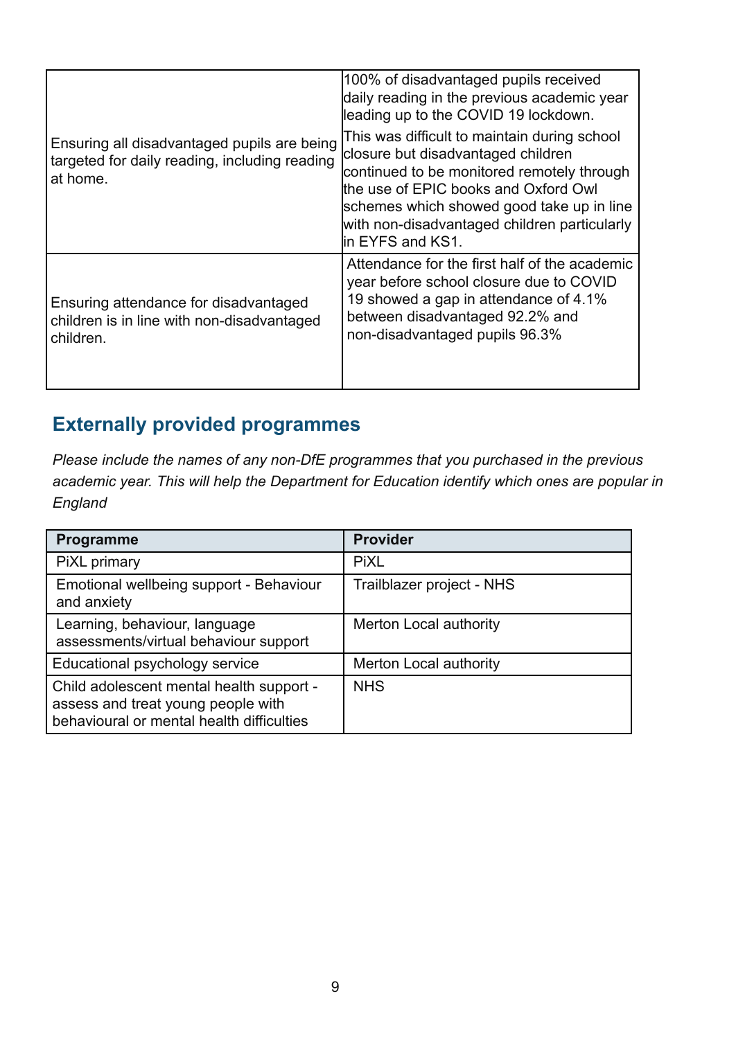| | |
|---|---|
| Ensuring all disadvantaged pupils are being targeted for daily reading, including reading at home. | 100% of disadvantaged pupils received daily reading in the previous academic year leading up to the COVID 19 lockdown.<br>This was difficult to maintain during school closure but disadvantaged children continued to be monitored remotely through the use of EPIC books and Oxford Owl schemes which showed good take up in line with non-disadvantaged children particularly in EYFS and KS1. |
| Ensuring attendance for disadvantaged children is in line with non-disadvantaged children. | Attendance for the first half of the academic year before school closure due to COVID 19 showed a gap in attendance of 4.1% between disadvantaged 92.2% and non-disadvantaged pupils 96.3% |

## Externally provided programmes

*Please include the names of any non-DfE programmes that you purchased in the previous academic year. This will help the Department for Education identify which ones are popular in England*

| Programme | Provider |
|---|---|
| PiXL primary | PiXL |
| Emotional wellbeing support - Behaviour and anxiety | Trailblazer project - NHS |
| Learning, behaviour, language assessments/virtual behaviour support | Merton Local authority |
| Educational psychology service | Merton Local authority |
| Child adolescent mental health support - assess and treat young people with behavioural or mental health difficulties | NHS |